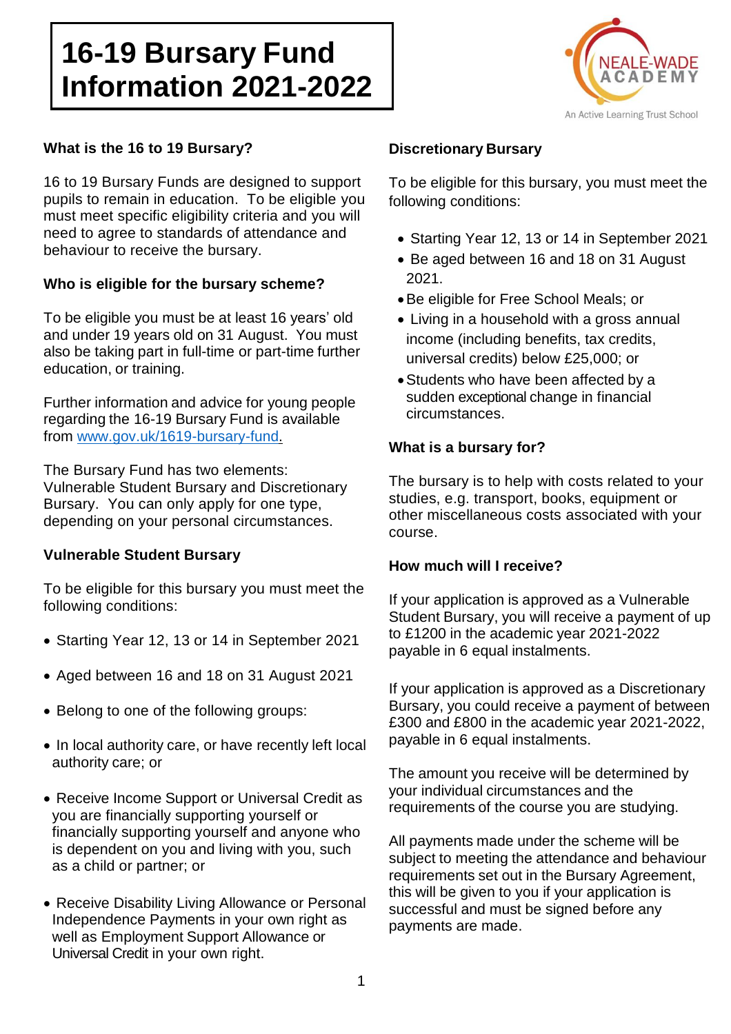# 16-19 Bursary Fund Information 2021-2022

### What is the 16 to 19 Bursary?

16 to 19 Bursary Funds are designed to support pupils to remain in education. To be eligible you must meet specific eligibility criteria and you will need to agree to standards of attendance and behaviour to receive the bursary.

### Who is eligible for the bursary scheme?

To be eligible you must be at least 16 years' old and under 19 years old on 31 August. You must also be taking part in full-time or part-time further education, or training.

Further information and advice for young people regarding the 16-19 Bursary Fund is available from [www.gov.uk/1619-bursary-fund](http://www.gov.uk/1619-bursary-fund).

The Bursary Fund has two elements: Vulnerable Student Bursary and Discretionary Bursary. You can only apply for one type, depending on your personal circumstances.

### Vulnerable Student Bursary

To be eligible for this bursary you must meet the following conditions:

- Starting Year 12, 13 or 14 in September 2021
- Aged between 16 and 18 on 31 August 2021
- Belong to one of the following groups:
- In local authority care, or have recently left local authority care; or
- Receive Income Support or Universal Credit as you are financially supporting yourself or financially supporting yourself and anyone who is dependent on you and living with you, such as a child or partner; or
- Receive Disability Living Allowance or Personal Independence Payments in your own right as well as Employment Support Allowance or Universal Credit in your own right.

### Discretionary Bursary

To be eligible for this bursary, you must meet the following conditions:

- Starting Year 12, 13 or 14 in September 2021
- Be aged between 16 and 18 on 31 August 2021.
- Be eligible for Free School Meals; or
- Living in a household with a gross annual income (including benefits, tax credits, universal credits) below £25,000; or
- Students who have been affected by a sudden exceptional change in financial circumstances.

### What is a bursary for?

The bursary is to help with costs related to your studies, e.g. transport, books, equipment or other miscellaneous costs associated with your course.

### How much will I receive?

If your application is approved as a Vulnerable Student Bursary, you will receive a payment of up to £1200 in the academic year 2021-2022 payable in 6 equal instalments.

If your application is approved as a Discretionary Bursary, you could receive a payment of between £300 and £800 in the academic year 2021-2022, payable in 6 equal instalments.

The amount you receive will be determined by your individual circumstances and the requirements of the course you are studying.

All payments made under the scheme will be subject to meeting the attendance and behaviour requirements set out in the Bursary Agreement, this will be given to you if your application is successful and must be signed before any payments are made.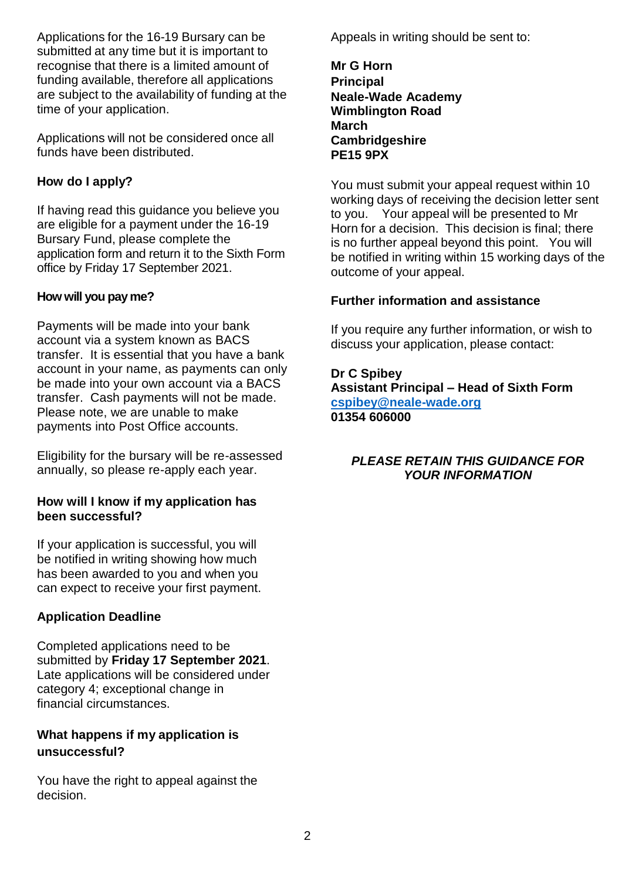Applications for the 16-19 Bursary can be submitted at any time but it is important to recognise that there is a limited amount of funding available, therefore all applications are subject to the availability of funding at the time of your application.

Applications will not be considered once all funds have been distributed.

### How do I apply?

If having read this guidance you believe you are eligible for a payment under the 16-19 Bursary Fund, please complete the application form and return it to the Sixth Form office by Friday 17 September 2021.

### How will you pay me?

Payments will be made into your bank account via a system known as BACS transfer. It is essential that you have a bank account in your name, as payments can only be made into your own account via a BACS transfer. Cash payments will not be made. Please note, we are unable to make payments into Post Office accounts.

Eligibility for the bursary will be re-assessed annually, so please re-apply each year.

### How will I know if my application has been successful?

If your application is successful, you will be notified in writing showing how much has been awarded to you and when you can expect to receive your first payment.

### Application Deadline

Completed applications need to be submitted by **Friday 17 September 2021**. Late applications will be considered under category 4; exceptional change in financial circumstances.

### What happens if my application is unsuccessful?

You have the right to appeal against the decision.

Appeals in writing should be sent to:

**Mr G Horn**
**Principal**
**Neale-Wade Academy**
**Wimblington Road**
**March**
**Cambridgeshire**
**PE15 9PX**

You must submit your appeal request within 10 working days of receiving the decision letter sent to you. Your appeal will be presented to Mr Horn for a decision. This decision is final; there is no further appeal beyond this point. You will be notified in writing within 15 working days of the outcome of your appeal.

### Further information and assistance

If you require any further information, or wish to discuss your application, please contact:

**Dr C Spibey**
**Assistant Principal – Head of Sixth Form**
**cspibey@neale-wade.org**
**01354 606000**

***PLEASE RETAIN THIS GUIDANCE FOR YOUR INFORMATION***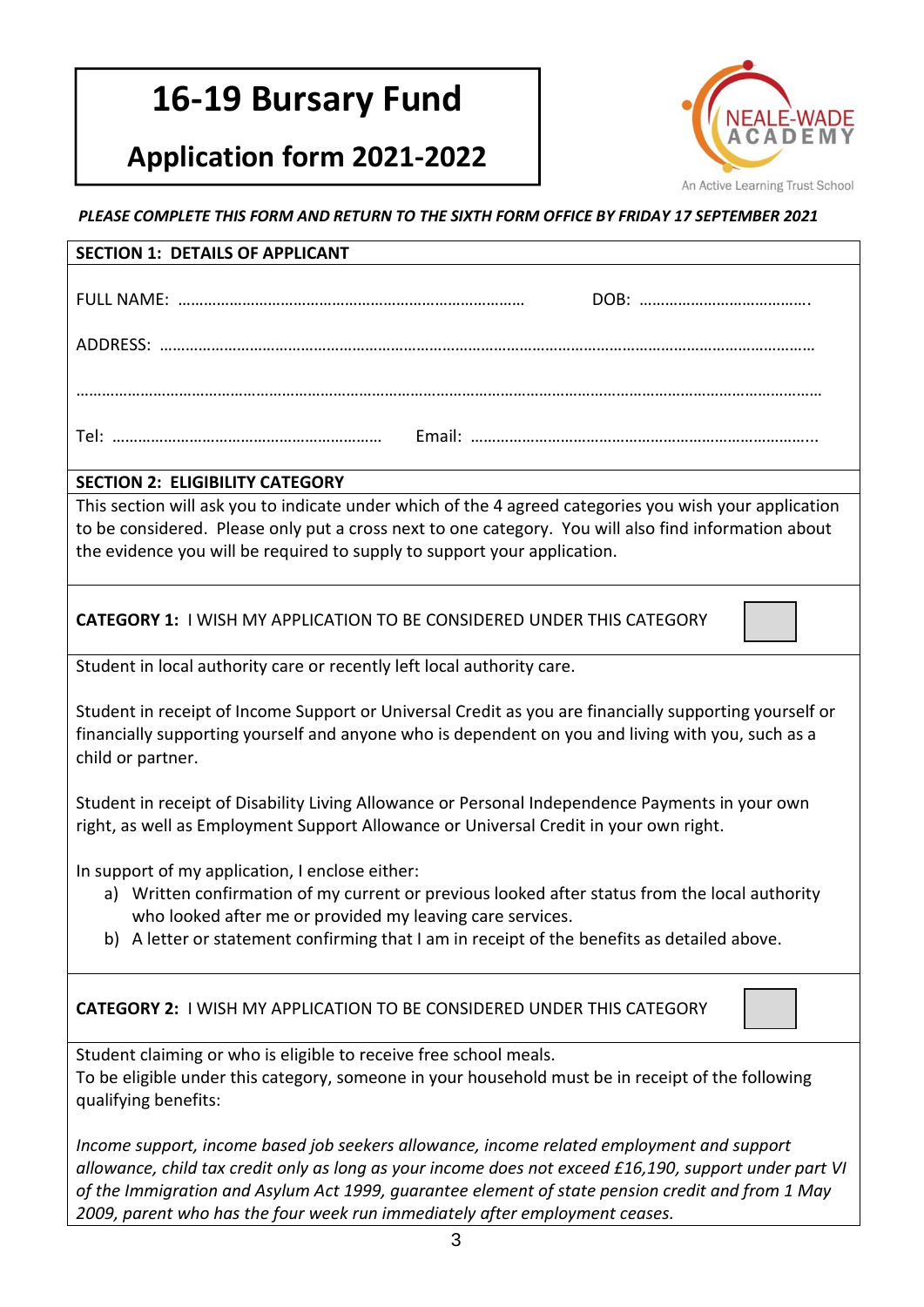# 16-19 Bursary Fund

## Application form 2021-2022

NEALE-WADE ACADEMY

An Active Learning Trust School

***PLEASE COMPLETE THIS FORM AND RETURN TO THE SIXTH FORM OFFICE BY FRIDAY 17 SEPTEMBER 2021***

**SECTION 1: DETAILS OF APPLICANT**

FULL NAME: ……………………………………………………………………… DOB: ………………………………….

ADDRESS: ……………………………………………………………………………………………………………………………………

……………………………………………………………………………………………………………………………………………………

Tel: ……………………………………………………… Email: ………………………………………………………………………..

**SECTION 2: ELIGIBILITY CATEGORY**

This section will ask you to indicate under which of the 4 agreed categories you wish your application to be considered. Please only put a cross next to one category. You will also find information about the evidence you will be required to supply to support your application.

**CATEGORY 1:** I WISH MY APPLICATION TO BE CONSIDERED UNDER THIS CATEGORY ☐

Student in local authority care or recently left local authority care.

Student in receipt of Income Support or Universal Credit as you are financially supporting yourself or financially supporting yourself and anyone who is dependent on you and living with you, such as a child or partner.

Student in receipt of Disability Living Allowance or Personal Independence Payments in your own right, as well as Employment Support Allowance or Universal Credit in your own right.

In support of my application, I enclose either:

a) Written confirmation of my current or previous looked after status from the local authority who looked after me or provided my leaving care services.
b) A letter or statement confirming that I am in receipt of the benefits as detailed above.

**CATEGORY 2:** I WISH MY APPLICATION TO BE CONSIDERED UNDER THIS CATEGORY ☐

Student claiming or who is eligible to receive free school meals.
To be eligible under this category, someone in your household must be in receipt of the following qualifying benefits:

*Income support, income based job seekers allowance, income related employment and support allowance, child tax credit only as long as your income does not exceed £16,190, support under part VI of the Immigration and Asylum Act 1999, guarantee element of state pension credit and from 1 May 2009, parent who has the four week run immediately after employment ceases.*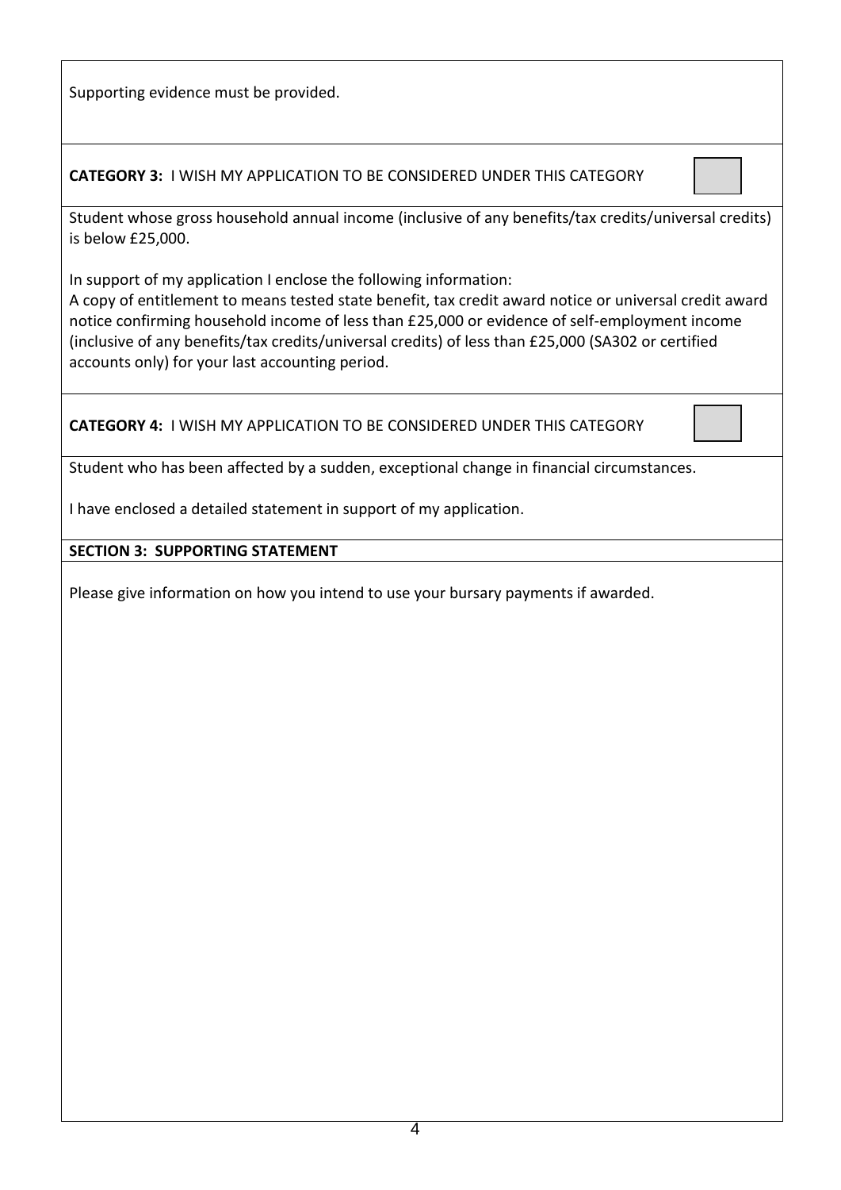Supporting evidence must be provided.

**CATEGORY 3:** I WISH MY APPLICATION TO BE CONSIDERED UNDER THIS CATEGORY ☐

Student whose gross household annual income (inclusive of any benefits/tax credits/universal credits) is below £25,000.

In support of my application I enclose the following information:
A copy of entitlement to means tested state benefit, tax credit award notice or universal credit award notice confirming household income of less than £25,000 or evidence of self-employment income (inclusive of any benefits/tax credits/universal credits) of less than £25,000 (SA302 or certified accounts only) for your last accounting period.

**CATEGORY 4:** I WISH MY APPLICATION TO BE CONSIDERED UNDER THIS CATEGORY ☐

Student who has been affected by a sudden, exceptional change in financial circumstances.

I have enclosed a detailed statement in support of my application.

**SECTION 3: SUPPORTING STATEMENT**

Please give information on how you intend to use your bursary payments if awarded.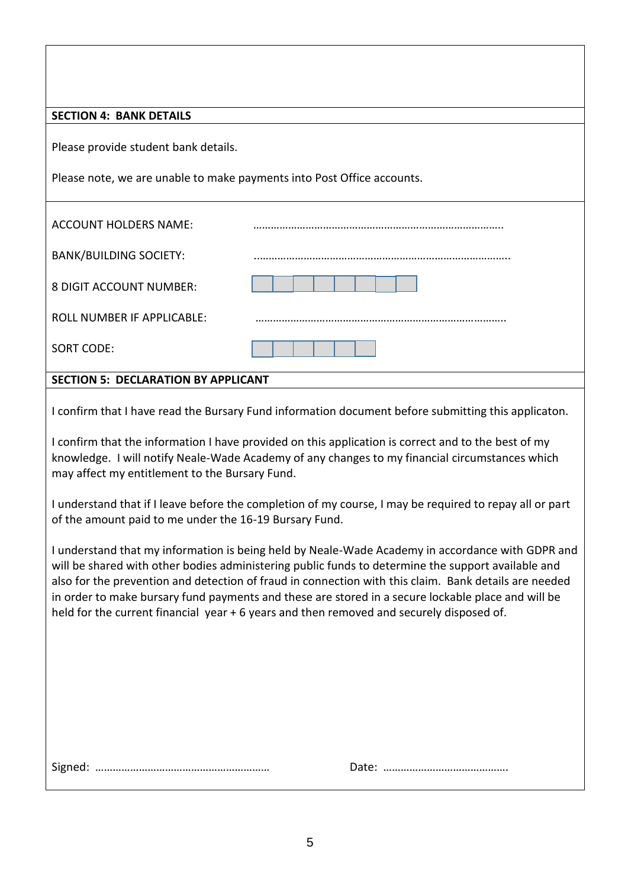**SECTION 4: BANK DETAILS**

Please provide student bank details.

Please note, we are unable to make payments into Post Office accounts.

| | |
|---|---|
| ACCOUNT HOLDERS NAME: | ………………………………………………………………………….. |
| BANK/BUILDING SOCIETY: | …………………………………………………………………………….. |
| 8 DIGIT ACCOUNT NUMBER: | ☐☐☐☐☐☐☐☐ |
| ROLL NUMBER IF APPLICABLE: | ………………………………………………………………………….. |
| SORT CODE: | ☐☐☐☐☐☐ |

**SECTION 5: DECLARATION BY APPLICANT**

I confirm that I have read the Bursary Fund information document before submitting this applicaton.

I confirm that the information I have provided on this application is correct and to the best of my knowledge. I will notify Neale-Wade Academy of any changes to my financial circumstances which may affect my entitlement to the Bursary Fund.

I understand that if I leave before the completion of my course, I may be required to repay all or part of the amount paid to me under the 16-19 Bursary Fund.

I understand that my information is being held by Neale-Wade Academy in accordance with GDPR and will be shared with other bodies administering public funds to determine the support available and also for the prevention and detection of fraud in connection with this claim. Bank details are needed in order to make bursary fund payments and these are stored in a secure lockable place and will be held for the current financial year + 6 years and then removed and securely disposed of.

Signed: …………………………………………………… Date: …………………………………….